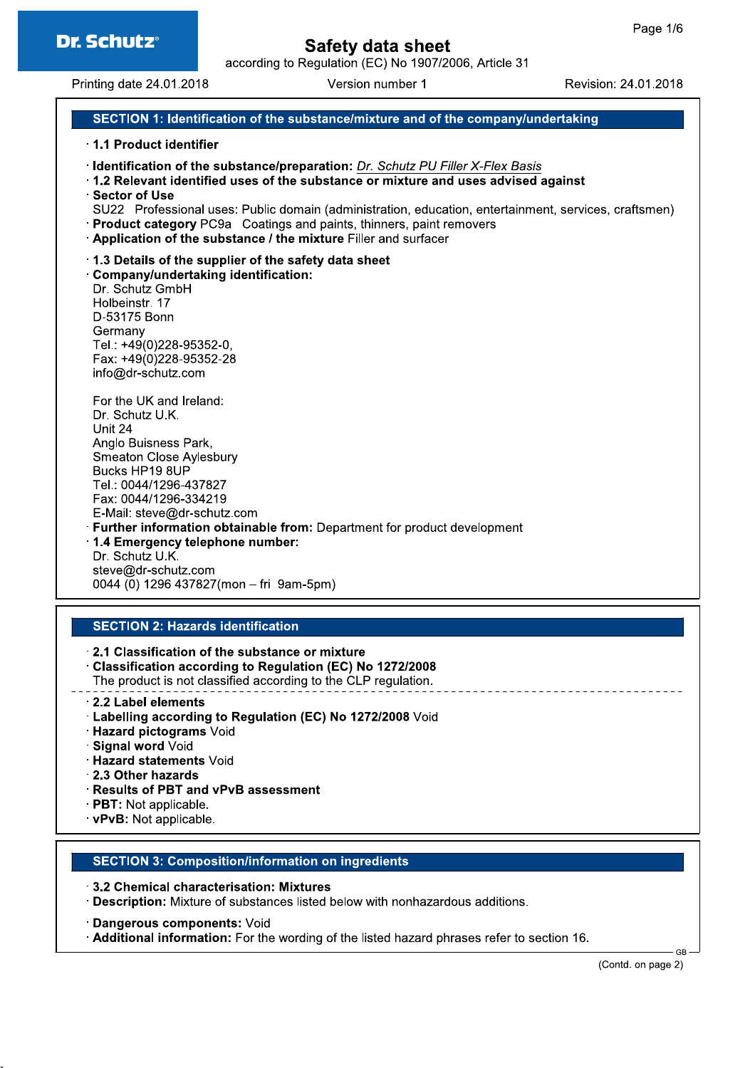**Dr. Schutz®**

# Safety data sheet

according to Regulation (EC) No 1907/2006, Article 31

Printing date 24.01.2018 | Version number 1 | Revision: 24.01.2018

## SECTION 1: Identification of the substance/mixture and of the company/undertaking

· **1.1 Product identifier**

· **Identification of the substance/preparation:** *Dr. Schutz PU Filler X-Flex Basis*

· **1.2 Relevant identified uses of the substance or mixture and uses advised against**

· **Sector of Use**
SU22 Professional uses: Public domain (administration, education, entertainment, services, craftsmen)

· **Product category** PC9a Coatings and paints, thinners, paint removers

· **Application of the substance / the mixture** Filler and surfacer

· **1.3 Details of the supplier of the safety data sheet**

· **Company/undertaking identification:**
Dr. Schutz GmbH
Holbeinstr. 17
D-53175 Bonn
Germany
Tel.: +49(0)228-95352-0,
Fax: +49(0)228-95352-28
info@dr-schutz.com

For the UK and Ireland:
Dr. Schutz U.K.
Unit 24
Anglo Buisness Park,
Smeaton Close Aylesbury
Bucks HP19 8UP
Tel.: 0044/1296-437827
Fax: 0044/1296-334219
E-Mail: steve@dr-schutz.com

· **Further information obtainable from:** Department for product development

· **1.4 Emergency telephone number:**
Dr. Schutz U.K.
steve@dr-schutz.com
0044 (0) 1296 437827(mon – fri 9am-5pm)

## SECTION 2: Hazards identification

· **2.1 Classification of the substance or mixture**

· **Classification according to Regulation (EC) No 1272/2008**
The product is not classified according to the CLP regulation.

· **2.2 Label elements**

· **Labelling according to Regulation (EC) No 1272/2008** Void

· **Hazard pictograms** Void

· **Signal word** Void

· **Hazard statements** Void

· **2.3 Other hazards**

· **Results of PBT and vPvB assessment**

· **PBT:** Not applicable.

· **vPvB:** Not applicable.

## SECTION 3: Composition/information on ingredients

· **3.2 Chemical characterisation: Mixtures**

· **Description:** Mixture of substances listed below with nonhazardous additions.

· **Dangerous components:** Void

· **Additional information:** For the wording of the listed hazard phrases refer to section 16.

(Contd. on page 2)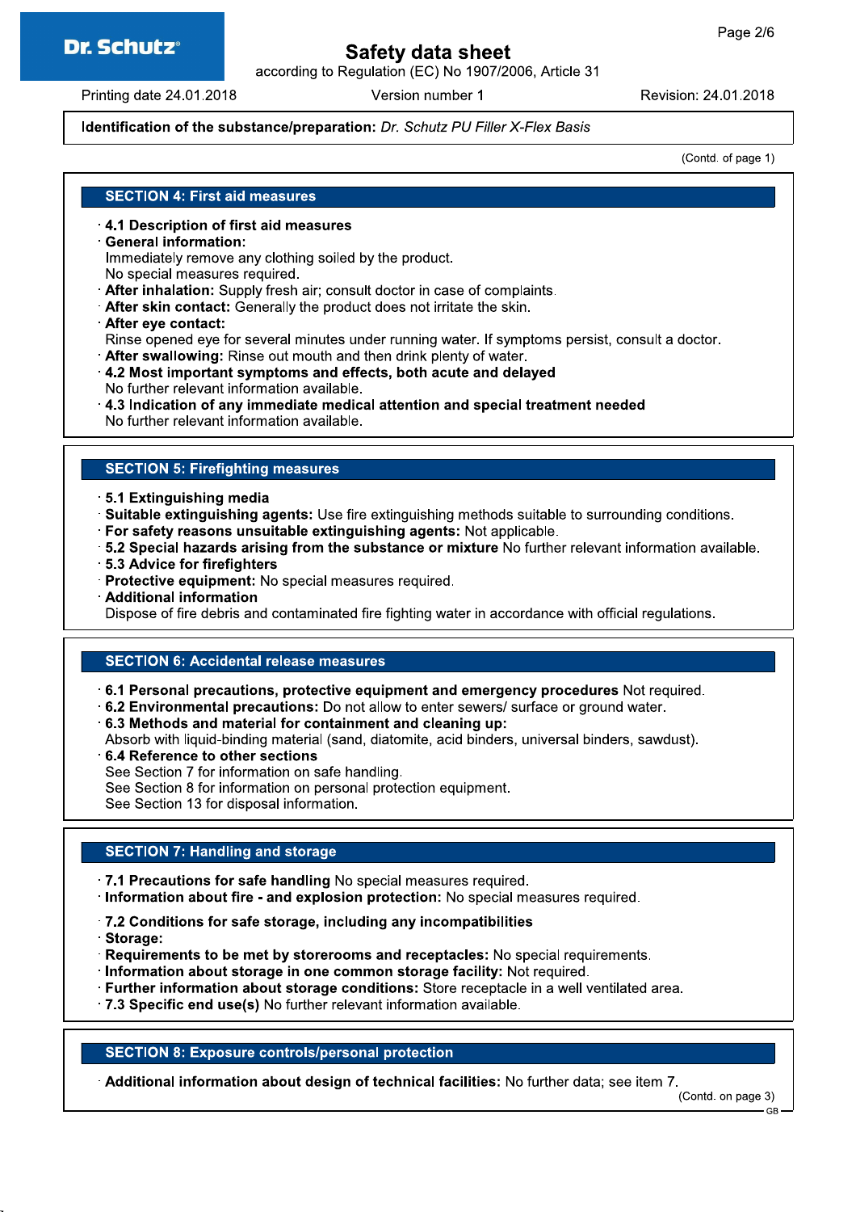**Identification of the substance/preparation:** *Dr. Schutz PU Filler X-Flex Basis*

(Contd. of page 1)

## SECTION 4: First aid measures

- **4.1 Description of first aid measures**
- **General information:**
  Immediately remove any clothing soiled by the product.
  No special measures required.
- **After inhalation:** Supply fresh air; consult doctor in case of complaints.
- **After skin contact:** Generally the product does not irritate the skin.
- **After eye contact:**
  Rinse opened eye for several minutes under running water. If symptoms persist, consult a doctor.
- **After swallowing:** Rinse out mouth and then drink plenty of water.
- **4.2 Most important symptoms and effects, both acute and delayed**
  No further relevant information available.
- **4.3 Indication of any immediate medical attention and special treatment needed**
  No further relevant information available.

## SECTION 5: Firefighting measures

- **5.1 Extinguishing media**
- **Suitable extinguishing agents:** Use fire extinguishing methods suitable to surrounding conditions.
- **For safety reasons unsuitable extinguishing agents:** Not applicable.
- **5.2 Special hazards arising from the substance or mixture** No further relevant information available.
- **5.3 Advice for firefighters**
- **Protective equipment:** No special measures required.
- **Additional information**
  Dispose of fire debris and contaminated fire fighting water in accordance with official regulations.

## SECTION 6: Accidental release measures

- **6.1 Personal precautions, protective equipment and emergency procedures** Not required.
- **6.2 Environmental precautions:** Do not allow to enter sewers/ surface or ground water.
- **6.3 Methods and material for containment and cleaning up:**
  Absorb with liquid-binding material (sand, diatomite, acid binders, universal binders, sawdust).
- **6.4 Reference to other sections**
  See Section 7 for information on safe handling.
  See Section 8 for information on personal protection equipment.
  See Section 13 for disposal information.

## SECTION 7: Handling and storage

- **7.1 Precautions for safe handling** No special measures required.
- **Information about fire - and explosion protection:** No special measures required.

- **7.2 Conditions for safe storage, including any incompatibilities**
- **Storage:**
- **Requirements to be met by storerooms and receptacles:** No special requirements.
- **Information about storage in one common storage facility:** Not required.
- **Further information about storage conditions:** Store receptacle in a well ventilated area.
- **7.3 Specific end use(s)** No further relevant information available.

## SECTION 8: Exposure controls/personal protection

- **Additional information about design of technical facilities:** No further data; see item 7.

(Contd. on page 3)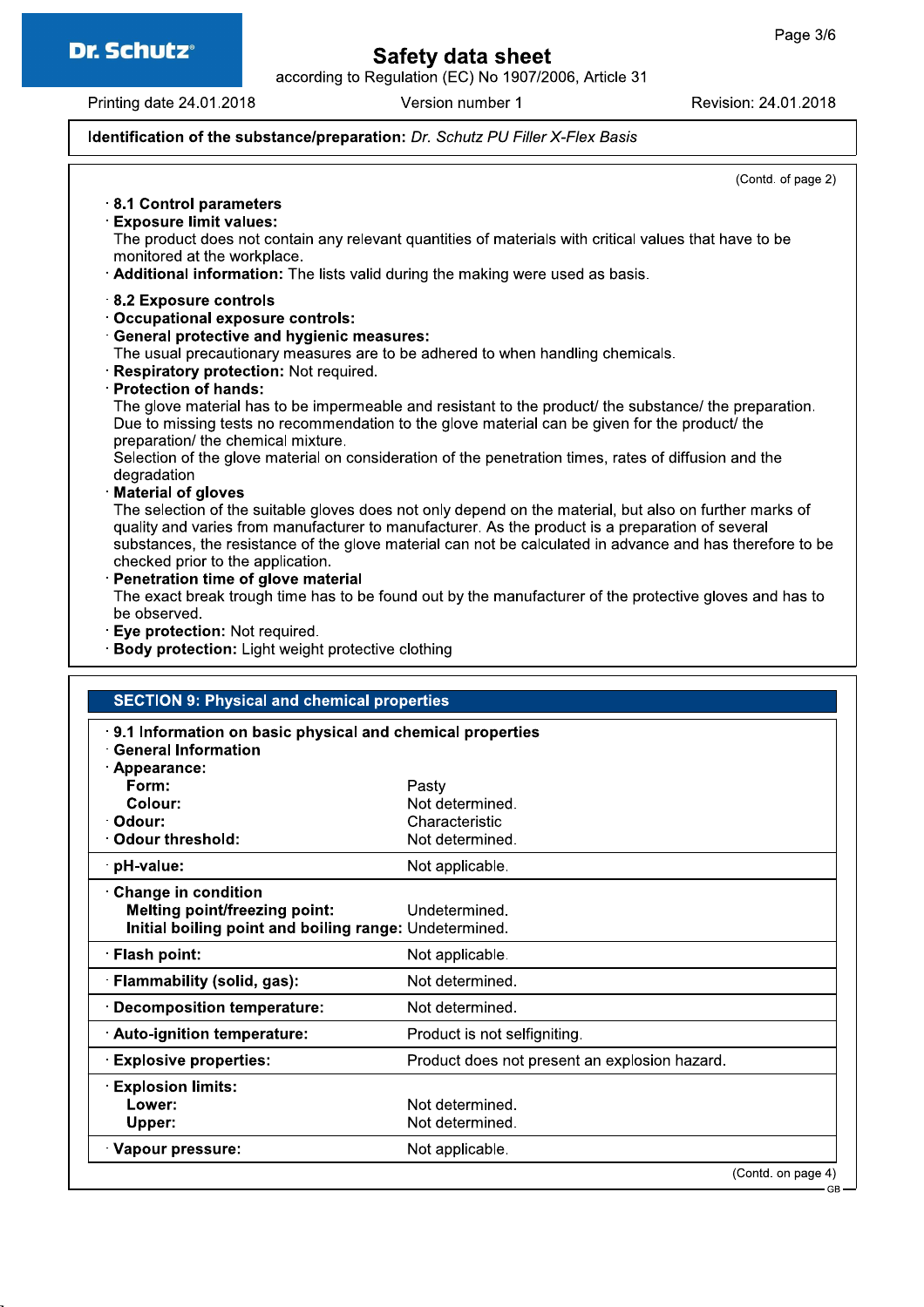**Identification of the substance/preparation:** *Dr. Schutz PU Filler X-Flex Basis*

(Contd. of page 2)

· **8.1 Control parameters**

· **Exposure limit values:**
The product does not contain any relevant quantities of materials with critical values that have to be monitored at the workplace.

· **Additional information:** The lists valid during the making were used as basis.

· **8.2 Exposure controls**

· **Occupational exposure controls:**

· **General protective and hygienic measures:**
The usual precautionary measures are to be adhered to when handling chemicals.

· **Respiratory protection:** Not required.

· **Protection of hands:**
The glove material has to be impermeable and resistant to the product/ the substance/ the preparation.
Due to missing tests no recommendation to the glove material can be given for the product/ the preparation/ the chemical mixture.
Selection of the glove material on consideration of the penetration times, rates of diffusion and the degradation

· **Material of gloves**
The selection of the suitable gloves does not only depend on the material, but also on further marks of quality and varies from manufacturer to manufacturer. As the product is a preparation of several substances, the resistance of the glove material can not be calculated in advance and has therefore to be checked prior to the application.

· **Penetration time of glove material**
The exact break trough time has to be found out by the manufacturer of the protective gloves and has to be observed.

· **Eye protection:** Not required.

· **Body protection:** Light weight protective clothing

## SECTION 9: Physical and chemical properties

| | |
|---|---|
| · **9.1 Information on basic physical and chemical properties** | |
| · **General Information** | |
| · **Appearance:** | |
| **Form:** | Pasty |
| **Colour:** | Not determined. |
| · **Odour:** | Characteristic |
| · **Odour threshold:** | Not determined. |
| · **pH-value:** | Not applicable. |
| · **Change in condition** | |
| **Melting point/freezing point:** | Undetermined. |
| **Initial boiling point and boiling range:** | Undetermined. |
| · **Flash point:** | Not applicable. |
| · **Flammability (solid, gas):** | Not determined. |
| · **Decomposition temperature:** | Not determined. |
| · **Auto-ignition temperature:** | Product is not selfigniting. |
| · **Explosive properties:** | Product does not present an explosion hazard. |
| · **Explosion limits:** | |
| **Lower:** | Not determined. |
| **Upper:** | Not determined. |
| · **Vapour pressure:** | Not applicable. |

(Contd. on page 4)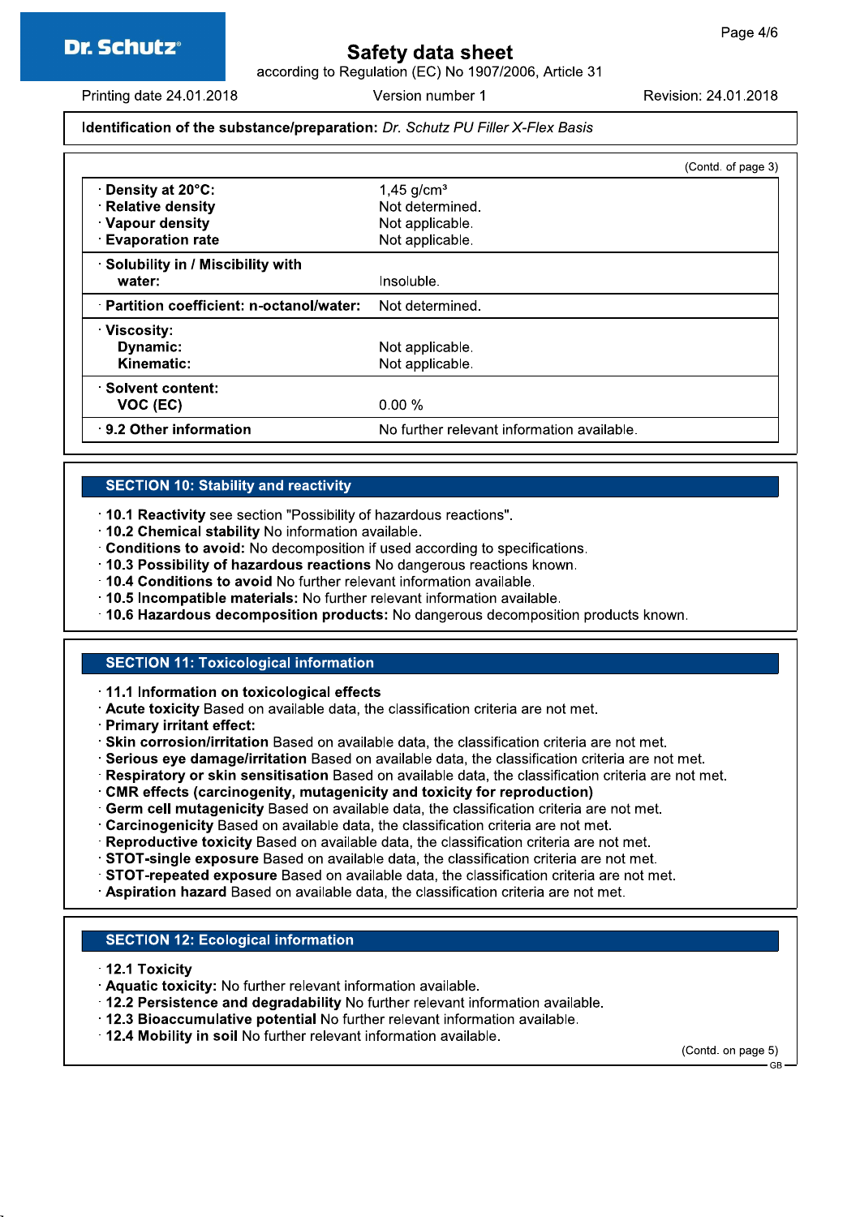**Identification of the substance/preparation:** *Dr. Schutz PU Filler X-Flex Basis*

(Contd. of page 3)

| | |
|---|---|
| · **Density at 20°C:** | 1,45 g/cm³ |
| · **Relative density** | Not determined. |
| · **Vapour density** | Not applicable. |
| · **Evaporation rate** | Not applicable. |
| · **Solubility in / Miscibility with water:** | Insoluble. |
| · **Partition coefficient: n-octanol/water:** | Not determined. |
| · **Viscosity:** | |
| **Dynamic:** | Not applicable. |
| **Kinematic:** | Not applicable. |
| · **Solvent content:** | |
| **VOC (EC)** | 0.00 % |
| · **9.2 Other information** | No further relevant information available. |

## SECTION 10: Stability and reactivity

· **10.1 Reactivity** see section "Possibility of hazardous reactions".
· **10.2 Chemical stability** No information available.
· **Conditions to avoid:** No decomposition if used according to specifications.
· **10.3 Possibility of hazardous reactions** No dangerous reactions known.
· **10.4 Conditions to avoid** No further relevant information available.
· **10.5 Incompatible materials:** No further relevant information available.
· **10.6 Hazardous decomposition products:** No dangerous decomposition products known.

## SECTION 11: Toxicological information

· **11.1 Information on toxicological effects**
· **Acute toxicity** Based on available data, the classification criteria are not met.
· **Primary irritant effect:**
· **Skin corrosion/irritation** Based on available data, the classification criteria are not met.
· **Serious eye damage/irritation** Based on available data, the classification criteria are not met.
· **Respiratory or skin sensitisation** Based on available data, the classification criteria are not met.
· **CMR effects (carcinogenity, mutagenicity and toxicity for reproduction)**
· **Germ cell mutagenicity** Based on available data, the classification criteria are not met.
· **Carcinogenicity** Based on available data, the classification criteria are not met.
· **Reproductive toxicity** Based on available data, the classification criteria are not met.
· **STOT-single exposure** Based on available data, the classification criteria are not met.
· **STOT-repeated exposure** Based on available data, the classification criteria are not met.
· **Aspiration hazard** Based on available data, the classification criteria are not met.

## SECTION 12: Ecological information

· **12.1 Toxicity**
· **Aquatic toxicity:** No further relevant information available.
· **12.2 Persistence and degradability** No further relevant information available.
· **12.3 Bioaccumulative potential** No further relevant information available.
· **12.4 Mobility in soil** No further relevant information available.

(Contd. on page 5)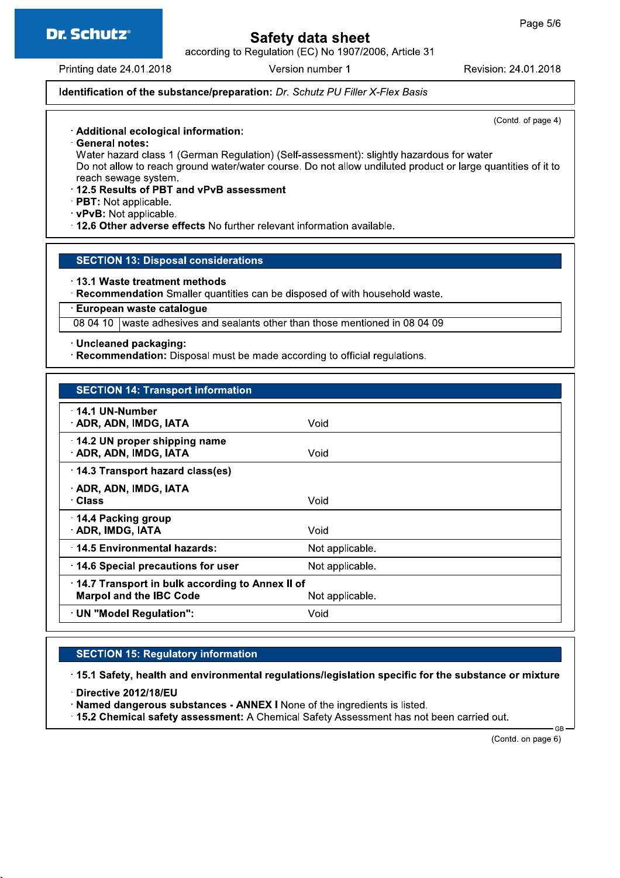**Identification of the substance/preparation:** *Dr. Schutz PU Filler X-Flex Basis*

(Contd. of page 4)

· **Additional ecological information:**
· **General notes:**
Water hazard class 1 (German Regulation) (Self-assessment): slightly hazardous for water
Do not allow to reach ground water/water course. Do not allow undiluted product or large quantities of it to reach sewage system.
· **12.5 Results of PBT and vPvB assessment**
· **PBT:** Not applicable.
· **vPvB:** Not applicable.
· **12.6 Other adverse effects** No further relevant information available.

## SECTION 13: Disposal considerations

· **13.1 Waste treatment methods**
· **Recommendation** Smaller quantities can be disposed of with household waste.

| · **European waste catalogue** | |
|---|---|
| 08 04 10 | waste adhesives and sealants other than those mentioned in 08 04 09 |

· **Uncleaned packaging:**
· **Recommendation:** Disposal must be made according to official regulations.

## SECTION 14: Transport information

| | |
|---|---|
| · **14.1 UN-Number**<br>· **ADR, ADN, IMDG, IATA** | Void |
| · **14.2 UN proper shipping name**<br>· **ADR, ADN, IMDG, IATA** | Void |
| · **14.3 Transport hazard class(es)**<br>· **ADR, ADN, IMDG, IATA**<br>· **Class** | Void |
| · **14.4 Packing group**<br>· **ADR, IMDG, IATA** | Void |
| · **14.5 Environmental hazards:** | Not applicable. |
| · **14.6 Special precautions for user** | Not applicable. |
| · **14.7 Transport in bulk according to Annex II of Marpol and the IBC Code** | Not applicable. |
| · **UN "Model Regulation":** | Void |

## SECTION 15: Regulatory information

· **15.1 Safety, health and environmental regulations/legislation specific for the substance or mixture**
· **Directive 2012/18/EU**
· **Named dangerous substances - ANNEX I** None of the ingredients is listed.
· **15.2 Chemical safety assessment:** A Chemical Safety Assessment has not been carried out.

(Contd. on page 6)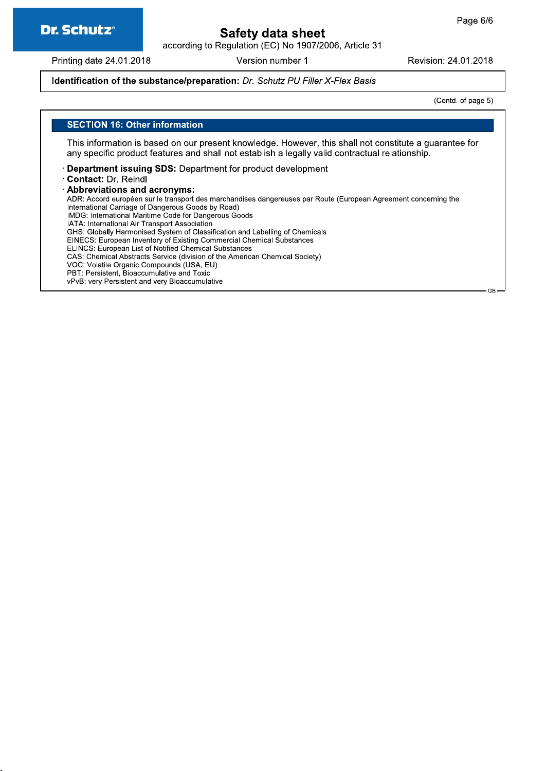**Identification of the substance/preparation:** *Dr. Schutz PU Filler X-Flex Basis*

(Contd. of page 5)

## SECTION 16: Other information

This information is based on our present knowledge. However, this shall not constitute a guarantee for any specific product features and shall not establish a legally valid contractual relationship.

- **Department issuing SDS:** Department for product development
- **Contact:** Dr. Reindl
- **Abbreviations and acronyms:**

ADR: Accord européen sur le transport des marchandises dangereuses par Route (European Agreement concerning the International Carriage of Dangerous Goods by Road)
IMDG: International Maritime Code for Dangerous Goods
IATA: International Air Transport Association
GHS: Globally Harmonised System of Classification and Labelling of Chemicals
EINECS: European Inventory of Existing Commercial Chemical Substances
ELINCS: European List of Notified Chemical Substances
CAS: Chemical Abstracts Service (division of the American Chemical Society)
VOC: Volatile Organic Compounds (USA, EU)
PBT: Persistent, Bioaccumulative and Toxic
vPvB: very Persistent and very Bioaccumulative